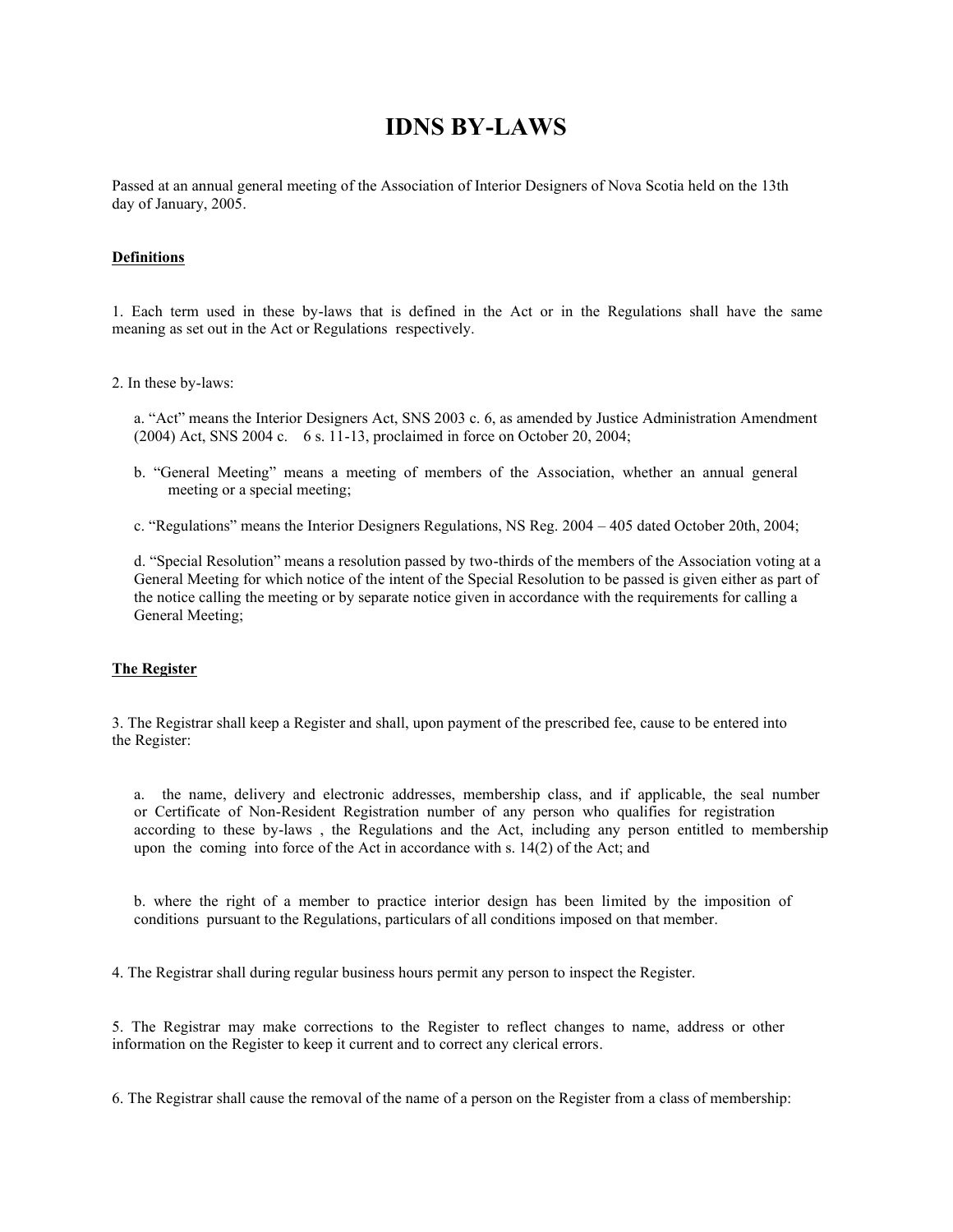# IDNS BY-LAWS

Passed at an annual general meeting of the Association of Interior Designers of Nova Scotia held on the 13th day of January, 2005.

**Definitions**

1. Each term used in these by-laws that is defined in the Act or in the Regulations shall have the same meaning as set out in the Act or Regulations respectively.

2. In these by-laws:

   a. "Act" means the Interior Designers Act, SNS 2003 c. 6, as amended by Justice Administration Amendment (2004) Act, SNS 2004 c. 6 s. 11-13, proclaimed in force on October 20, 2004;

   b. "General Meeting" means a meeting of members of the Association, whether an annual general meeting or a special meeting;

   c. "Regulations" means the Interior Designers Regulations, NS Reg. 2004 – 405 dated October 20th, 2004;

   d. "Special Resolution" means a resolution passed by two-thirds of the members of the Association voting at a General Meeting for which notice of the intent of the Special Resolution to be passed is given either as part of the notice calling the meeting or by separate notice given in accordance with the requirements for calling a General Meeting;

**The Register**

3. The Registrar shall keep a Register and shall, upon payment of the prescribed fee, cause to be entered into the Register:

   a. the name, delivery and electronic addresses, membership class, and if applicable, the seal number or Certificate of Non-Resident Registration number of any person who qualifies for registration according to these by-laws , the Regulations and the Act, including any person entitled to membership upon the coming into force of the Act in accordance with s. 14(2) of the Act; and

   b. where the right of a member to practice interior design has been limited by the imposition of conditions pursuant to the Regulations, particulars of all conditions imposed on that member.

4. The Registrar shall during regular business hours permit any person to inspect the Register.

5. The Registrar may make corrections to the Register to reflect changes to name, address or other information on the Register to keep it current and to correct any clerical errors.

6. The Registrar shall cause the removal of the name of a person on the Register from a class of membership: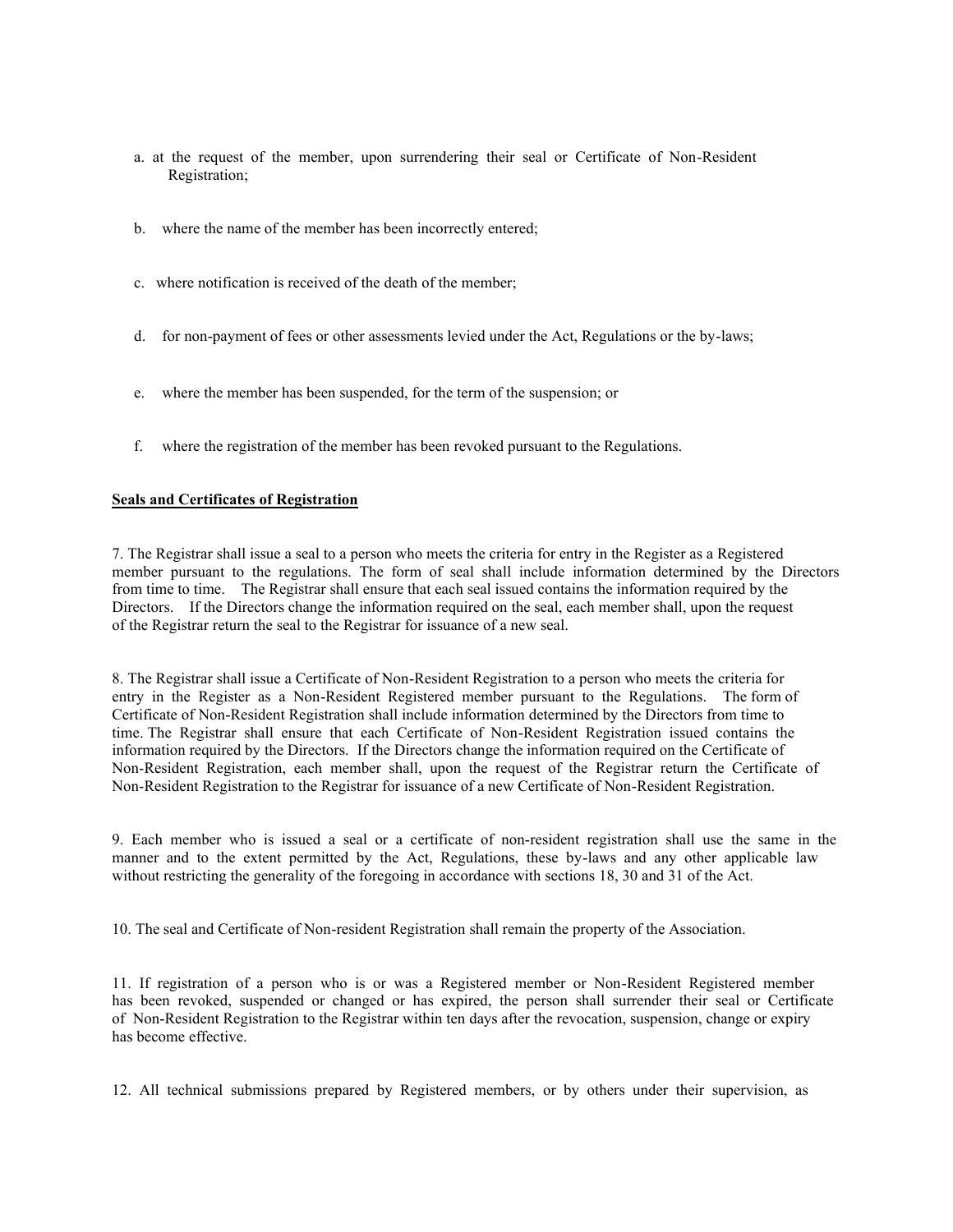a. at the request of the member, upon surrendering their seal or Certificate of Non-Resident Registration;

b. where the name of the member has been incorrectly entered;

c. where notification is received of the death of the member;

d. for non-payment of fees or other assessments levied under the Act, Regulations or the by-laws;

e. where the member has been suspended, for the term of the suspension; or

f. where the registration of the member has been revoked pursuant to the Regulations.

**Seals and Certificates of Registration**

7. The Registrar shall issue a seal to a person who meets the criteria for entry in the Register as a Registered member pursuant to the regulations. The form of seal shall include information determined by the Directors from time to time. The Registrar shall ensure that each seal issued contains the information required by the Directors. If the Directors change the information required on the seal, each member shall, upon the request of the Registrar return the seal to the Registrar for issuance of a new seal.

8. The Registrar shall issue a Certificate of Non-Resident Registration to a person who meets the criteria for entry in the Register as a Non-Resident Registered member pursuant to the Regulations. The form of Certificate of Non-Resident Registration shall include information determined by the Directors from time to time. The Registrar shall ensure that each Certificate of Non-Resident Registration issued contains the information required by the Directors. If the Directors change the information required on the Certificate of Non-Resident Registration, each member shall, upon the request of the Registrar return the Certificate of Non-Resident Registration to the Registrar for issuance of a new Certificate of Non-Resident Registration.

9. Each member who is issued a seal or a certificate of non-resident registration shall use the same in the manner and to the extent permitted by the Act, Regulations, these by-laws and any other applicable law without restricting the generality of the foregoing in accordance with sections 18, 30 and 31 of the Act.

10. The seal and Certificate of Non-resident Registration shall remain the property of the Association.

11. If registration of a person who is or was a Registered member or Non-Resident Registered member has been revoked, suspended or changed or has expired, the person shall surrender their seal or Certificate of Non-Resident Registration to the Registrar within ten days after the revocation, suspension, change or expiry has become effective.

12. All technical submissions prepared by Registered members, or by others under their supervision, as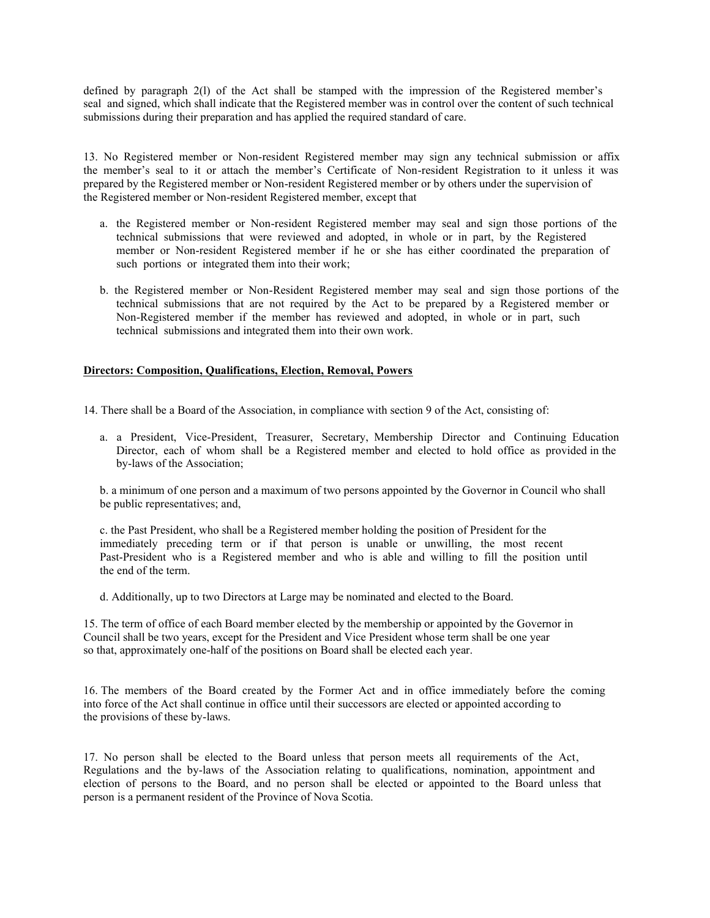defined by paragraph 2(l) of the Act shall be stamped with the impression of the Registered member's seal and signed, which shall indicate that the Registered member was in control over the content of such technical submissions during their preparation and has applied the required standard of care.

13. No Registered member or Non-resident Registered member may sign any technical submission or affix the member's seal to it or attach the member's Certificate of Non-resident Registration to it unless it was prepared by the Registered member or Non-resident Registered member or by others under the supervision of the Registered member or Non-resident Registered member, except that

a. the Registered member or Non-resident Registered member may seal and sign those portions of the technical submissions that were reviewed and adopted, in whole or in part, by the Registered member or Non-resident Registered member if he or she has either coordinated the preparation of such portions or integrated them into their work;

b. the Registered member or Non-Resident Registered member may seal and sign those portions of the technical submissions that are not required by the Act to be prepared by a Registered member or Non-Registered member if the member has reviewed and adopted, in whole or in part, such technical submissions and integrated them into their own work.

**Directors: Composition, Qualifications, Election, Removal, Powers**

14. There shall be a Board of the Association, in compliance with section 9 of the Act, consisting of:

a. a President, Vice-President, Treasurer, Secretary, Membership Director and Continuing Education Director, each of whom shall be a Registered member and elected to hold office as provided in the by-laws of the Association;

b. a minimum of one person and a maximum of two persons appointed by the Governor in Council who shall be public representatives; and,

c. the Past President, who shall be a Registered member holding the position of President for the immediately preceding term or if that person is unable or unwilling, the most recent Past-President who is a Registered member and who is able and willing to fill the position until the end of the term.

d. Additionally, up to two Directors at Large may be nominated and elected to the Board.

15. The term of office of each Board member elected by the membership or appointed by the Governor in Council shall be two years, except for the President and Vice President whose term shall be one year so that, approximately one-half of the positions on Board shall be elected each year.

16. The members of the Board created by the Former Act and in office immediately before the coming into force of the Act shall continue in office until their successors are elected or appointed according to the provisions of these by-laws.

17. No person shall be elected to the Board unless that person meets all requirements of the Act, Regulations and the by-laws of the Association relating to qualifications, nomination, appointment and election of persons to the Board, and no person shall be elected or appointed to the Board unless that person is a permanent resident of the Province of Nova Scotia.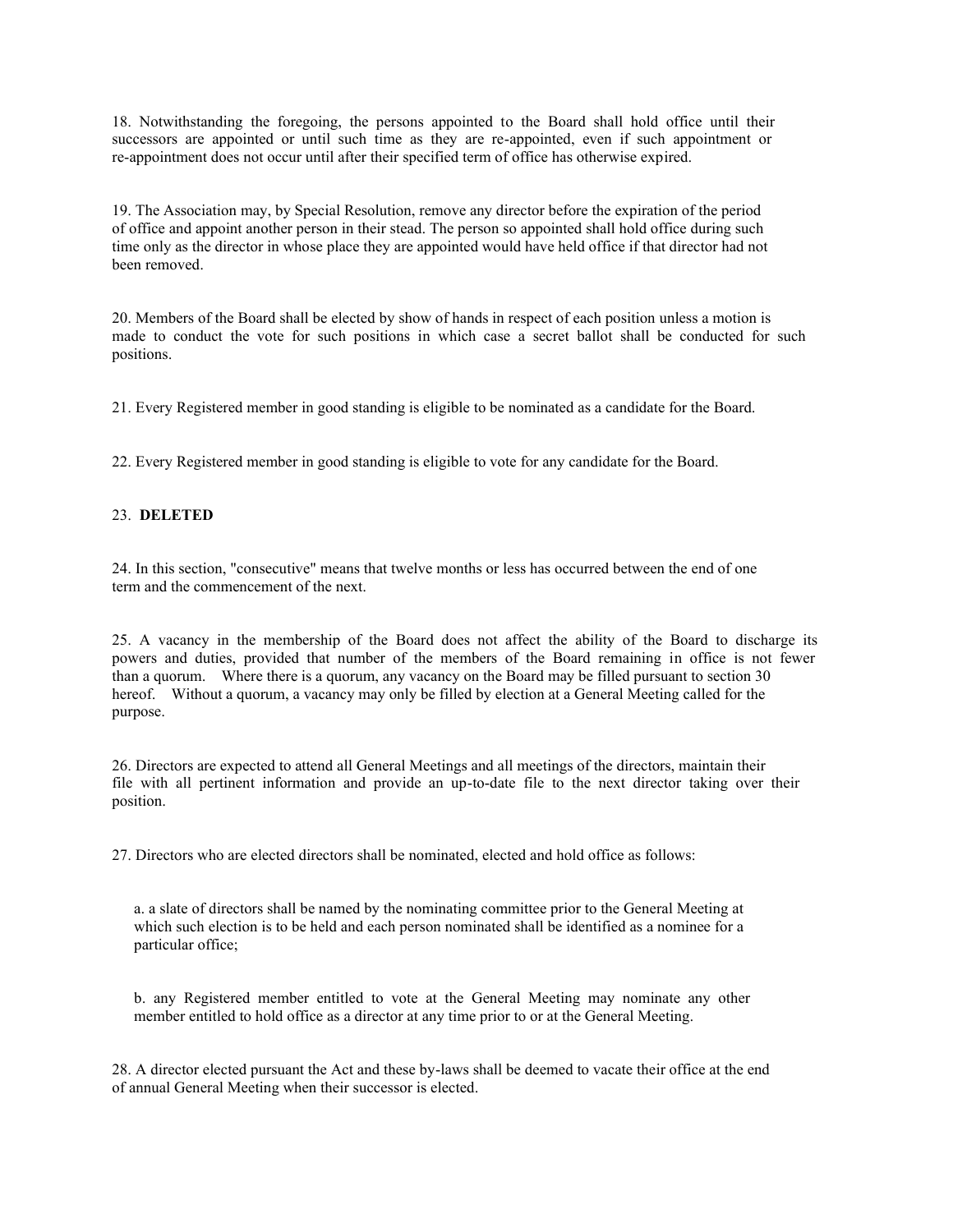18. Notwithstanding the foregoing, the persons appointed to the Board shall hold office until their successors are appointed or until such time as they are re-appointed, even if such appointment or re-appointment does not occur until after their specified term of office has otherwise expired.

19. The Association may, by Special Resolution, remove any director before the expiration of the period of office and appoint another person in their stead. The person so appointed shall hold office during such time only as the director in whose place they are appointed would have held office if that director had not been removed.

20. Members of the Board shall be elected by show of hands in respect of each position unless a motion is made to conduct the vote for such positions in which case a secret ballot shall be conducted for such positions.

21. Every Registered member in good standing is eligible to be nominated as a candidate for the Board.

22. Every Registered member in good standing is eligible to vote for any candidate for the Board.

23. **DELETED**

24. In this section, "consecutive" means that twelve months or less has occurred between the end of one term and the commencement of the next.

25. A vacancy in the membership of the Board does not affect the ability of the Board to discharge its powers and duties, provided that number of the members of the Board remaining in office is not fewer than a quorum. Where there is a quorum, any vacancy on the Board may be filled pursuant to section 30 hereof. Without a quorum, a vacancy may only be filled by election at a General Meeting called for the purpose.

26. Directors are expected to attend all General Meetings and all meetings of the directors, maintain their file with all pertinent information and provide an up-to-date file to the next director taking over their position.

27. Directors who are elected directors shall be nominated, elected and hold office as follows:

a. a slate of directors shall be named by the nominating committee prior to the General Meeting at which such election is to be held and each person nominated shall be identified as a nominee for a particular office;

b. any Registered member entitled to vote at the General Meeting may nominate any other member entitled to hold office as a director at any time prior to or at the General Meeting.

28. A director elected pursuant the Act and these by-laws shall be deemed to vacate their office at the end of annual General Meeting when their successor is elected.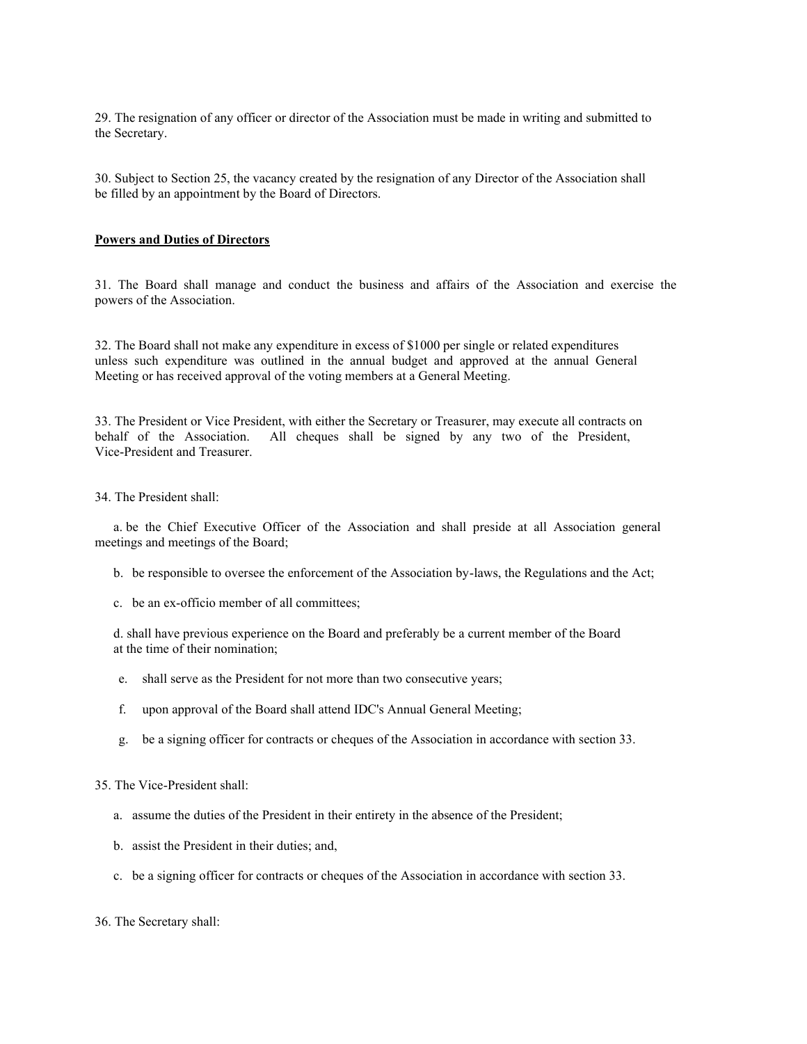29. The resignation of any officer or director of the Association must be made in writing and submitted to the Secretary.

30. Subject to Section 25, the vacancy created by the resignation of any Director of the Association shall be filled by an appointment by the Board of Directors.

**Powers and Duties of Directors**

31. The Board shall manage and conduct the business and affairs of the Association and exercise the powers of the Association.

32. The Board shall not make any expenditure in excess of $1000 per single or related expenditures unless such expenditure was outlined in the annual budget and approved at the annual General Meeting or has received approval of the voting members at a General Meeting.

33. The President or Vice President, with either the Secretary or Treasurer, may execute all contracts on behalf of the Association. All cheques shall be signed by any two of the President, Vice-President and Treasurer.

34. The President shall:

a. be the Chief Executive Officer of the Association and shall preside at all Association general meetings and meetings of the Board;

b. be responsible to oversee the enforcement of the Association by-laws, the Regulations and the Act;

c. be an ex-officio member of all committees;

d. shall have previous experience on the Board and preferably be a current member of the Board at the time of their nomination;

e. shall serve as the President for not more than two consecutive years;

f. upon approval of the Board shall attend IDC's Annual General Meeting;

g. be a signing officer for contracts or cheques of the Association in accordance with section 33.

35. The Vice-President shall:

a. assume the duties of the President in their entirety in the absence of the President;

b. assist the President in their duties; and,

c. be a signing officer for contracts or cheques of the Association in accordance with section 33.

36. The Secretary shall: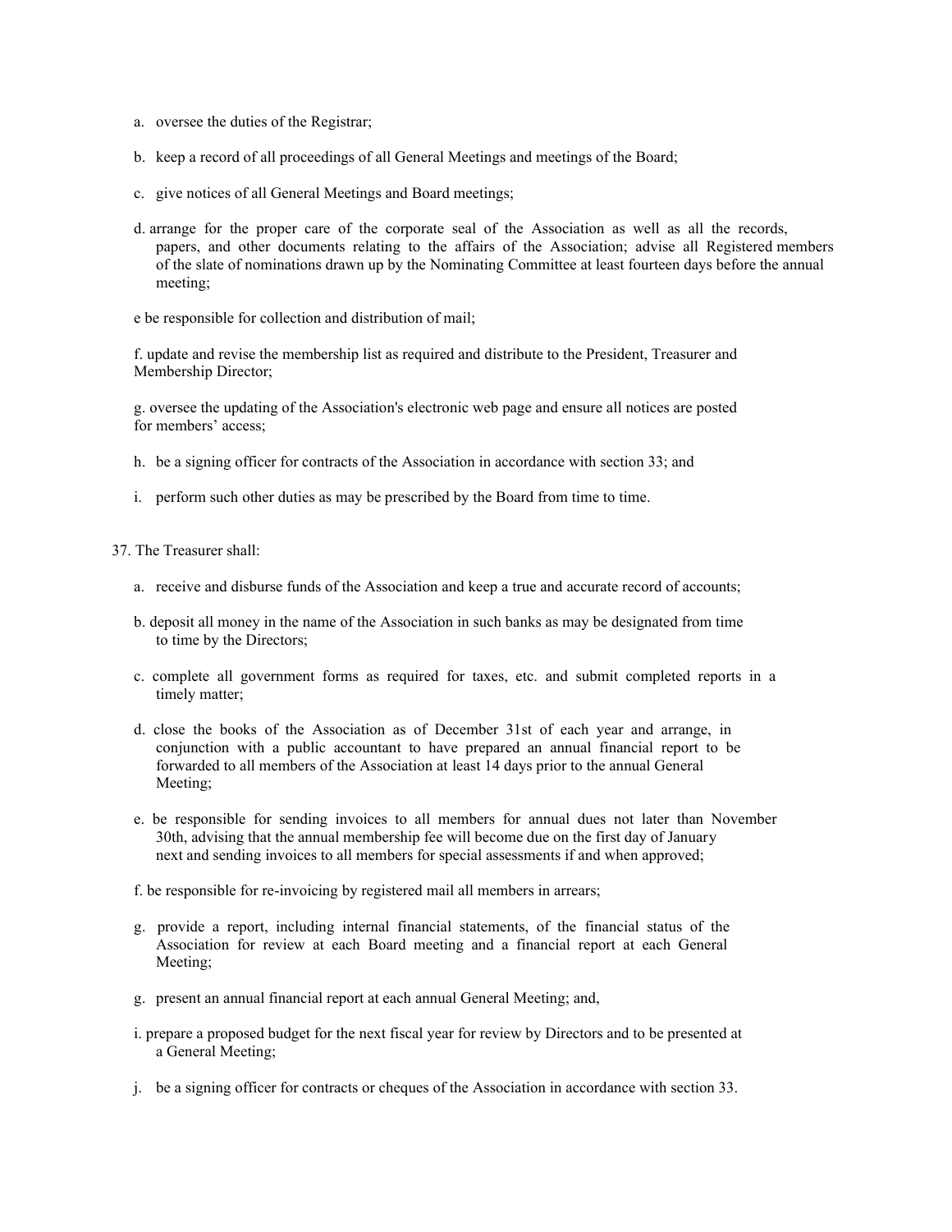a. oversee the duties of the Registrar;

b. keep a record of all proceedings of all General Meetings and meetings of the Board;

c. give notices of all General Meetings and Board meetings;

d. arrange for the proper care of the corporate seal of the Association as well as all the records, papers, and other documents relating to the affairs of the Association; advise all Registered members of the slate of nominations drawn up by the Nominating Committee at least fourteen days before the annual meeting;

e be responsible for collection and distribution of mail;

f. update and revise the membership list as required and distribute to the President, Treasurer and Membership Director;

g. oversee the updating of the Association's electronic web page and ensure all notices are posted for members' access;

h. be a signing officer for contracts of the Association in accordance with section 33; and

i. perform such other duties as may be prescribed by the Board from time to time.

37. The Treasurer shall:

a. receive and disburse funds of the Association and keep a true and accurate record of accounts;

b. deposit all money in the name of the Association in such banks as may be designated from time to time by the Directors;

c. complete all government forms as required for taxes, etc. and submit completed reports in a timely matter;

d. close the books of the Association as of December 31st of each year and arrange, in conjunction with a public accountant to have prepared an annual financial report to be forwarded to all members of the Association at least 14 days prior to the annual General Meeting;

e. be responsible for sending invoices to all members for annual dues not later than November 30th, advising that the annual membership fee will become due on the first day of January next and sending invoices to all members for special assessments if and when approved;

f. be responsible for re-invoicing by registered mail all members in arrears;

g. provide a report, including internal financial statements, of the financial status of the Association for review at each Board meeting and a financial report at each General Meeting;

g. present an annual financial report at each annual General Meeting; and,

i. prepare a proposed budget for the next fiscal year for review by Directors and to be presented at a General Meeting;

j. be a signing officer for contracts or cheques of the Association in accordance with section 33.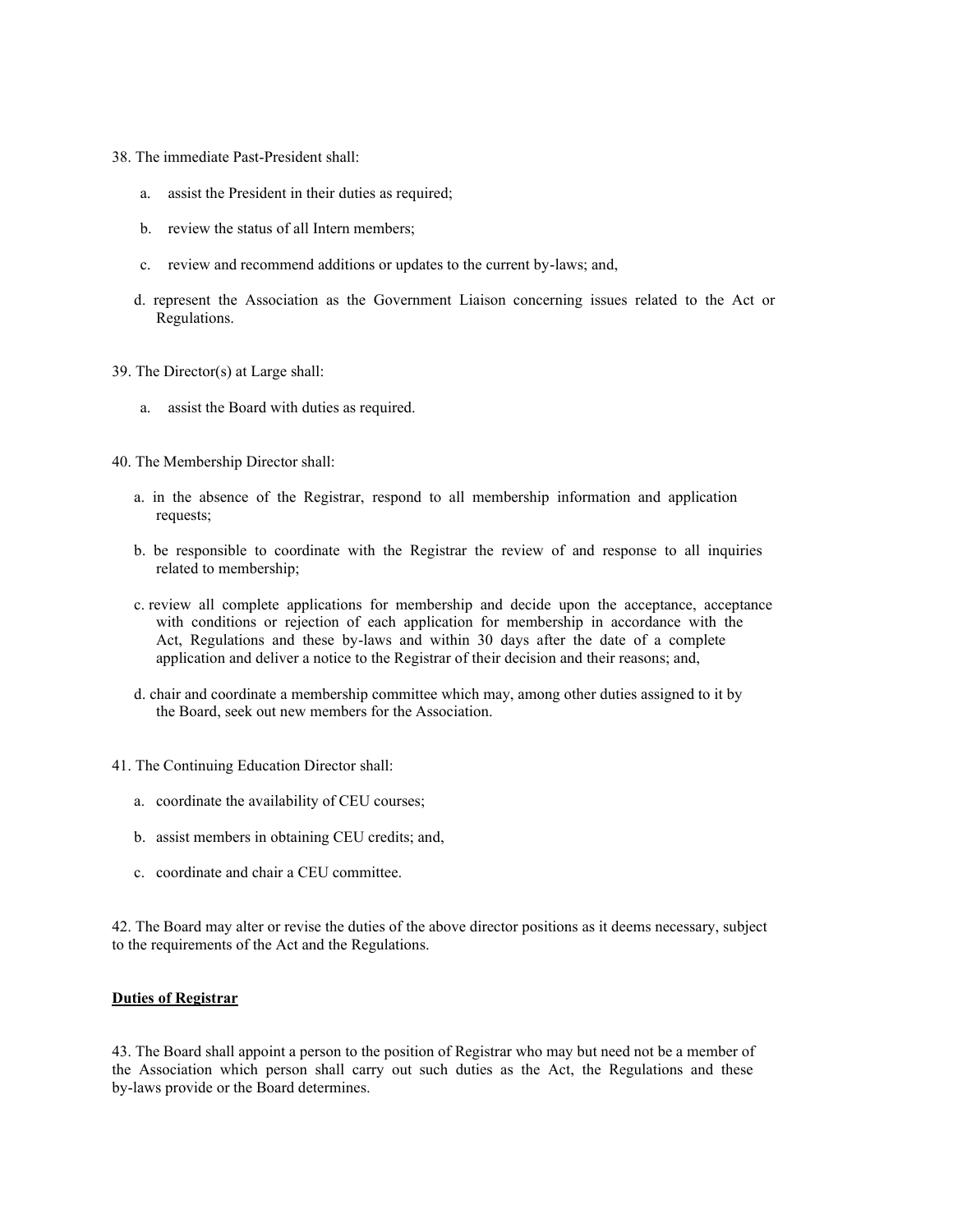38. The immediate Past-President shall:

   a. assist the President in their duties as required;

   b. review the status of all Intern members;

   c. review and recommend additions or updates to the current by-laws; and,

   d. represent the Association as the Government Liaison concerning issues related to the Act or Regulations.

39. The Director(s) at Large shall:

   a. assist the Board with duties as required.

40. The Membership Director shall:

   a. in the absence of the Registrar, respond to all membership information and application requests;

   b. be responsible to coordinate with the Registrar the review of and response to all inquiries related to membership;

   c. review all complete applications for membership and decide upon the acceptance, acceptance with conditions or rejection of each application for membership in accordance with the Act, Regulations and these by-laws and within 30 days after the date of a complete application and deliver a notice to the Registrar of their decision and their reasons; and,

   d. chair and coordinate a membership committee which may, among other duties assigned to it by the Board, seek out new members for the Association.

41. The Continuing Education Director shall:

   a. coordinate the availability of CEU courses;

   b. assist members in obtaining CEU credits; and,

   c. coordinate and chair a CEU committee.

42. The Board may alter or revise the duties of the above director positions as it deems necessary, subject to the requirements of the Act and the Regulations.

**Duties of Registrar**

43. The Board shall appoint a person to the position of Registrar who may but need not be a member of the Association which person shall carry out such duties as the Act, the Regulations and these by-laws provide or the Board determines.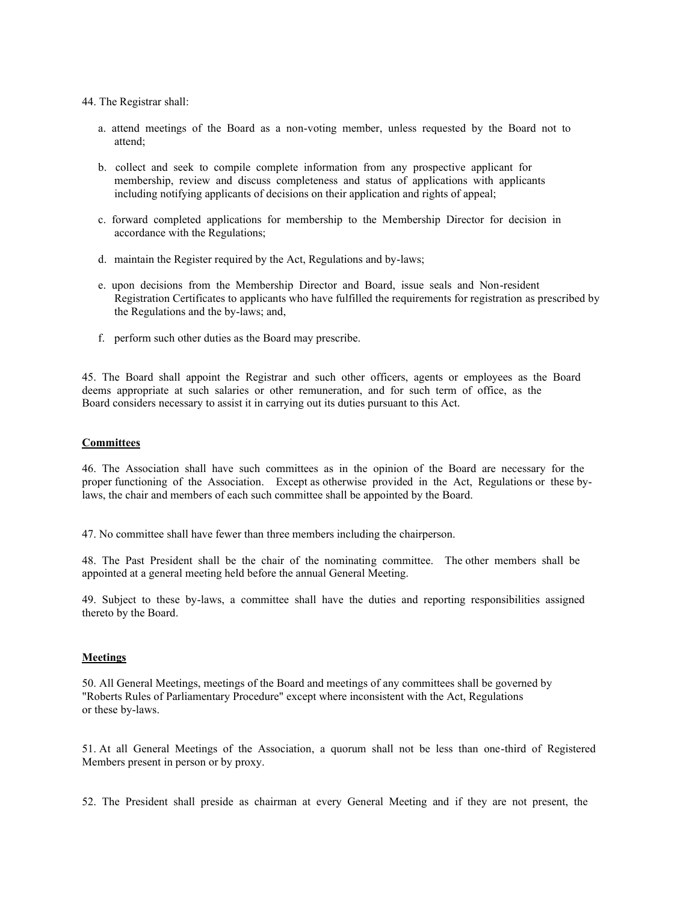44. The Registrar shall:

a. attend meetings of the Board as a non-voting member, unless requested by the Board not to attend;

b. collect and seek to compile complete information from any prospective applicant for membership, review and discuss completeness and status of applications with applicants including notifying applicants of decisions on their application and rights of appeal;

c. forward completed applications for membership to the Membership Director for decision in accordance with the Regulations;

d. maintain the Register required by the Act, Regulations and by-laws;

e. upon decisions from the Membership Director and Board, issue seals and Non-resident Registration Certificates to applicants who have fulfilled the requirements for registration as prescribed by the Regulations and the by-laws; and,

f. perform such other duties as the Board may prescribe.

45. The Board shall appoint the Registrar and such other officers, agents or employees as the Board deems appropriate at such salaries or other remuneration, and for such term of office, as the Board considers necessary to assist it in carrying out its duties pursuant to this Act.

**Committees**

46. The Association shall have such committees as in the opinion of the Board are necessary for the proper functioning of the Association. Except as otherwise provided in the Act, Regulations or these by-laws, the chair and members of each such committee shall be appointed by the Board.

47. No committee shall have fewer than three members including the chairperson.

48. The Past President shall be the chair of the nominating committee. The other members shall be appointed at a general meeting held before the annual General Meeting.

49. Subject to these by-laws, a committee shall have the duties and reporting responsibilities assigned thereto by the Board.

**Meetings**

50. All General Meetings, meetings of the Board and meetings of any committees shall be governed by "Roberts Rules of Parliamentary Procedure" except where inconsistent with the Act, Regulations or these by-laws.

51. At all General Meetings of the Association, a quorum shall not be less than one-third of Registered Members present in person or by proxy.

52. The President shall preside as chairman at every General Meeting and if they are not present, the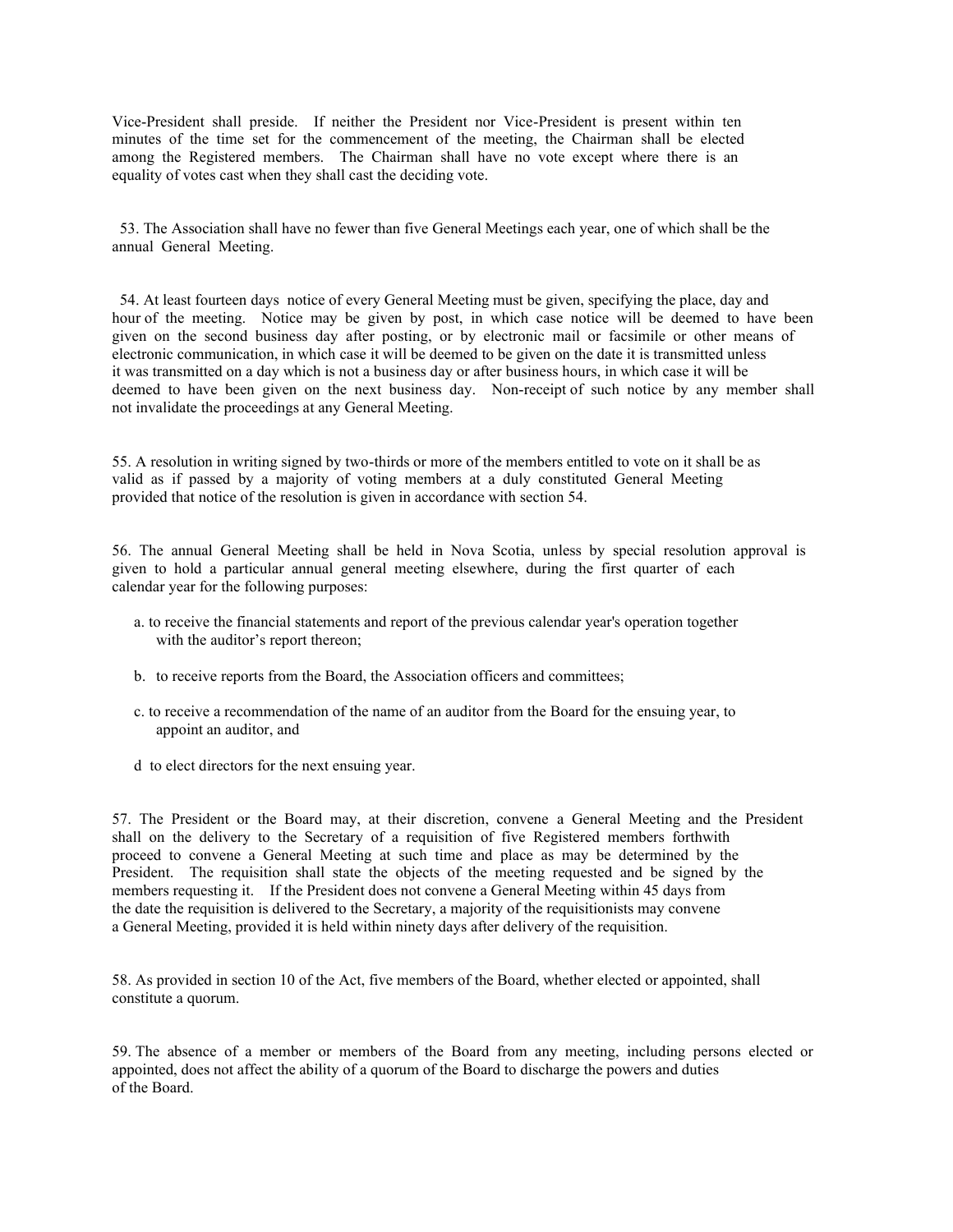Vice-President shall preside. If neither the President nor Vice-President is present within ten minutes of the time set for the commencement of the meeting, the Chairman shall be elected among the Registered members. The Chairman shall have no vote except where there is an equality of votes cast when they shall cast the deciding vote.

53. The Association shall have no fewer than five General Meetings each year, one of which shall be the annual General Meeting.

54. At least fourteen days notice of every General Meeting must be given, specifying the place, day and hour of the meeting. Notice may be given by post, in which case notice will be deemed to have been given on the second business day after posting, or by electronic mail or facsimile or other means of electronic communication, in which case it will be deemed to be given on the date it is transmitted unless it was transmitted on a day which is not a business day or after business hours, in which case it will be deemed to have been given on the next business day. Non-receipt of such notice by any member shall not invalidate the proceedings at any General Meeting.

55. A resolution in writing signed by two-thirds or more of the members entitled to vote on it shall be as valid as if passed by a majority of voting members at a duly constituted General Meeting provided that notice of the resolution is given in accordance with section 54.

56. The annual General Meeting shall be held in Nova Scotia, unless by special resolution approval is given to hold a particular annual general meeting elsewhere, during the first quarter of each calendar year for the following purposes:

a. to receive the financial statements and report of the previous calendar year's operation together with the auditor's report thereon;

b. to receive reports from the Board, the Association officers and committees;

c. to receive a recommendation of the name of an auditor from the Board for the ensuing year, to appoint an auditor, and

d to elect directors for the next ensuing year.

57. The President or the Board may, at their discretion, convene a General Meeting and the President shall on the delivery to the Secretary of a requisition of five Registered members forthwith proceed to convene a General Meeting at such time and place as may be determined by the President. The requisition shall state the objects of the meeting requested and be signed by the members requesting it. If the President does not convene a General Meeting within 45 days from the date the requisition is delivered to the Secretary, a majority of the requisitionists may convene a General Meeting, provided it is held within ninety days after delivery of the requisition.

58. As provided in section 10 of the Act, five members of the Board, whether elected or appointed, shall constitute a quorum.

59. The absence of a member or members of the Board from any meeting, including persons elected or appointed, does not affect the ability of a quorum of the Board to discharge the powers and duties of the Board.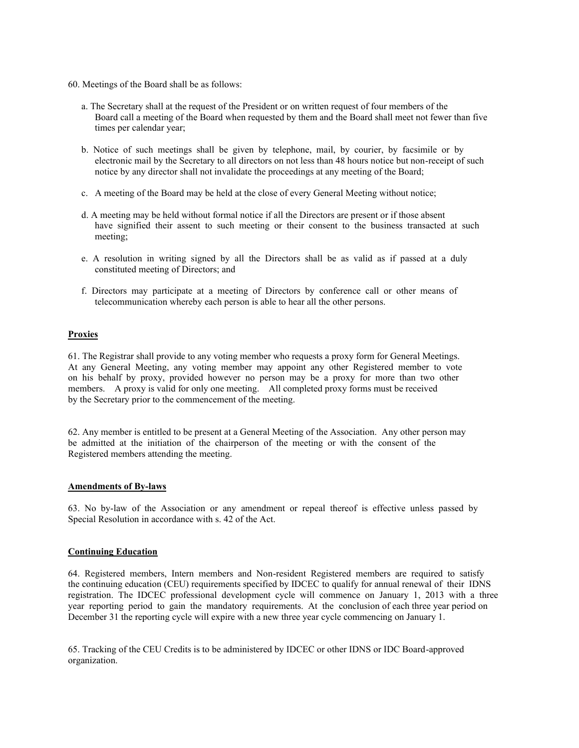60. Meetings of the Board shall be as follows:

a. The Secretary shall at the request of the President or on written request of four members of the Board call a meeting of the Board when requested by them and the Board shall meet not fewer than five times per calendar year;

b. Notice of such meetings shall be given by telephone, mail, by courier, by facsimile or by electronic mail by the Secretary to all directors on not less than 48 hours notice but non-receipt of such notice by any director shall not invalidate the proceedings at any meeting of the Board;

c. A meeting of the Board may be held at the close of every General Meeting without notice;

d. A meeting may be held without formal notice if all the Directors are present or if those absent have signified their assent to such meeting or their consent to the business transacted at such meeting;

e. A resolution in writing signed by all the Directors shall be as valid as if passed at a duly constituted meeting of Directors; and

f. Directors may participate at a meeting of Directors by conference call or other means of telecommunication whereby each person is able to hear all the other persons.

**Proxies**

61. The Registrar shall provide to any voting member who requests a proxy form for General Meetings. At any General Meeting, any voting member may appoint any other Registered member to vote on his behalf by proxy, provided however no person may be a proxy for more than two other members. A proxy is valid for only one meeting. All completed proxy forms must be received by the Secretary prior to the commencement of the meeting.

62. Any member is entitled to be present at a General Meeting of the Association. Any other person may be admitted at the initiation of the chairperson of the meeting or with the consent of the Registered members attending the meeting.

**Amendments of By-laws**

63. No by-law of the Association or any amendment or repeal thereof is effective unless passed by Special Resolution in accordance with s. 42 of the Act.

**Continuing Education**

64. Registered members, Intern members and Non-resident Registered members are required to satisfy the continuing education (CEU) requirements specified by IDCEC to qualify for annual renewal of their IDNS registration. The IDCEC professional development cycle will commence on January 1, 2013 with a three year reporting period to gain the mandatory requirements. At the conclusion of each three year period on December 31 the reporting cycle will expire with a new three year cycle commencing on January 1.

65. Tracking of the CEU Credits is to be administered by IDCEC or other IDNS or IDC Board-approved organization.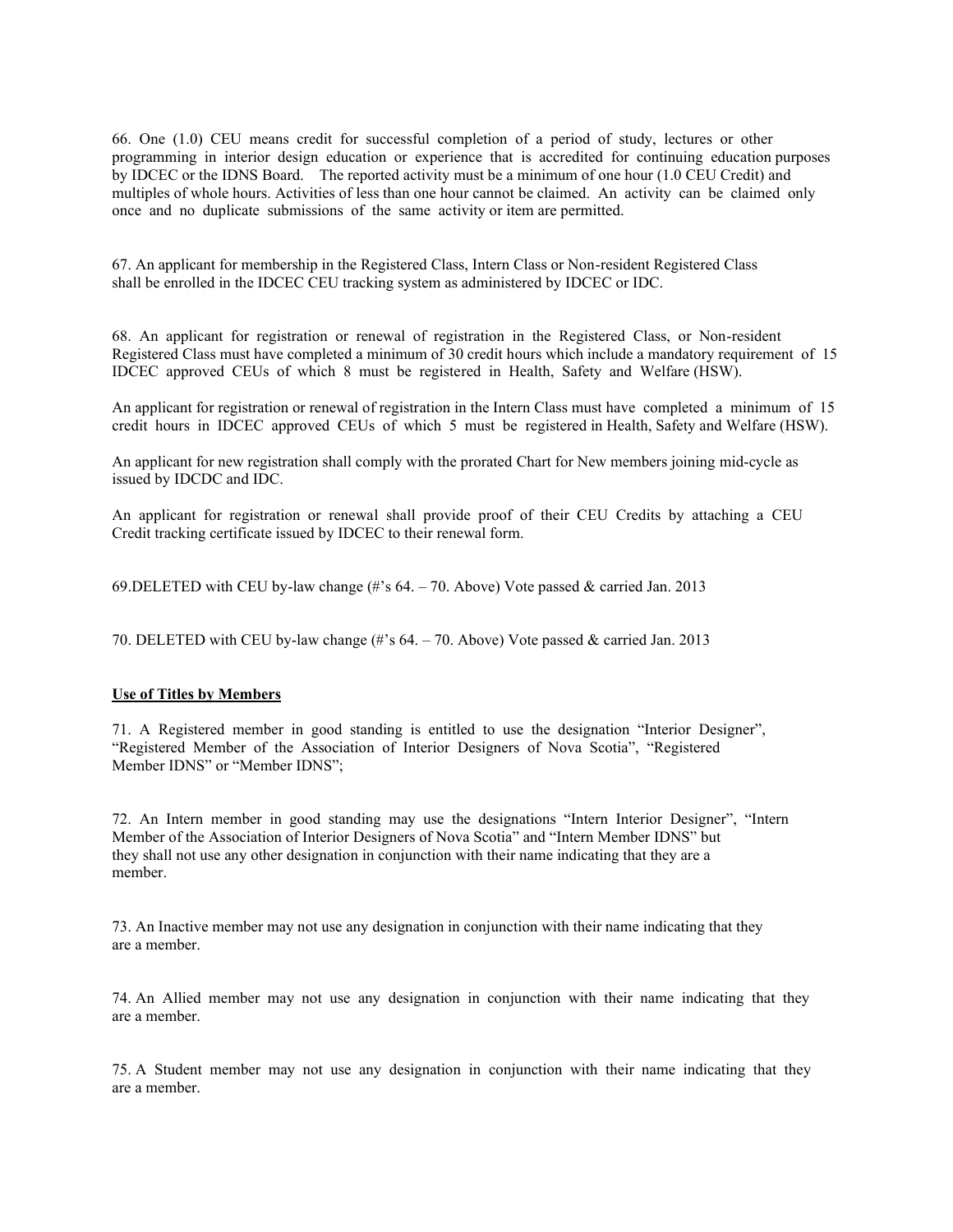66. One (1.0) CEU means credit for successful completion of a period of study, lectures or other programming in interior design education or experience that is accredited for continuing education purposes by IDCEC or the IDNS Board. The reported activity must be a minimum of one hour (1.0 CEU Credit) and multiples of whole hours. Activities of less than one hour cannot be claimed. An activity can be claimed only once and no duplicate submissions of the same activity or item are permitted.

67. An applicant for membership in the Registered Class, Intern Class or Non-resident Registered Class shall be enrolled in the IDCEC CEU tracking system as administered by IDCEC or IDC.

68. An applicant for registration or renewal of registration in the Registered Class, or Non-resident Registered Class must have completed a minimum of 30 credit hours which include a mandatory requirement of 15 IDCEC approved CEUs of which 8 must be registered in Health, Safety and Welfare (HSW).

An applicant for registration or renewal of registration in the Intern Class must have completed a minimum of 15 credit hours in IDCEC approved CEUs of which 5 must be registered in Health, Safety and Welfare (HSW).

An applicant for new registration shall comply with the prorated Chart for New members joining mid-cycle as issued by IDCDC and IDC.

An applicant for registration or renewal shall provide proof of their CEU Credits by attaching a CEU Credit tracking certificate issued by IDCEC to their renewal form.

69.DELETED with CEU by-law change (#'s 64. – 70. Above) Vote passed & carried Jan. 2013

70. DELETED with CEU by-law change (#'s 64. – 70. Above) Vote passed & carried Jan. 2013

**Use of Titles by Members**

71. A Registered member in good standing is entitled to use the designation "Interior Designer", "Registered Member of the Association of Interior Designers of Nova Scotia", "Registered Member IDNS" or "Member IDNS";

72. An Intern member in good standing may use the designations "Intern Interior Designer", "Intern Member of the Association of Interior Designers of Nova Scotia" and "Intern Member IDNS" but they shall not use any other designation in conjunction with their name indicating that they are a member.

73. An Inactive member may not use any designation in conjunction with their name indicating that they are a member.

74. An Allied member may not use any designation in conjunction with their name indicating that they are a member.

75. A Student member may not use any designation in conjunction with their name indicating that they are a member.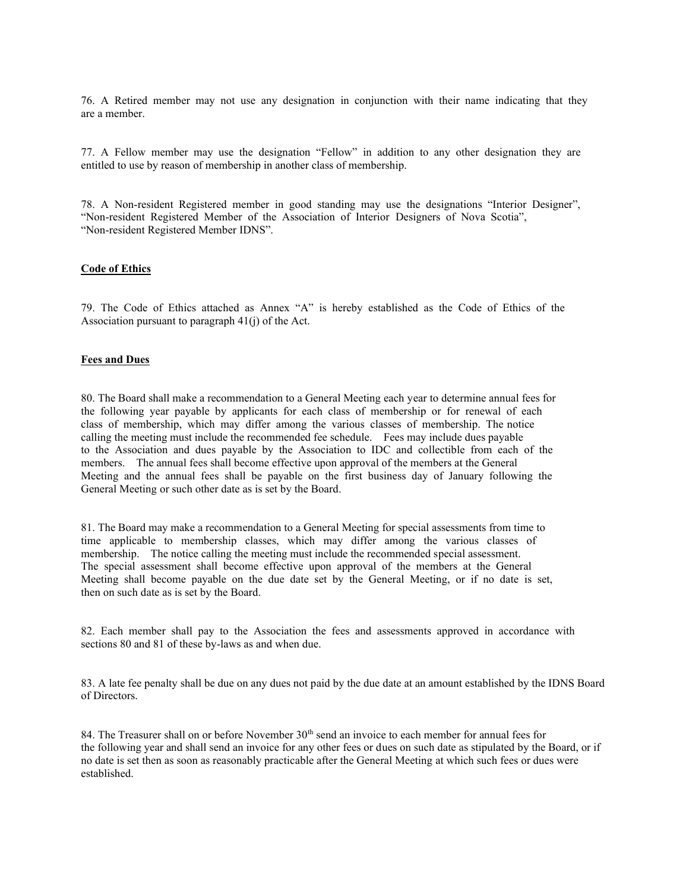76. A Retired member may not use any designation in conjunction with their name indicating that they are a member.

77. A Fellow member may use the designation "Fellow" in addition to any other designation they are entitled to use by reason of membership in another class of membership.

78. A Non-resident Registered member in good standing may use the designations "Interior Designer", "Non-resident Registered Member of the Association of Interior Designers of Nova Scotia", "Non-resident Registered Member IDNS".

**Code of Ethics**

79. The Code of Ethics attached as Annex "A" is hereby established as the Code of Ethics of the Association pursuant to paragraph 41(j) of the Act.

**Fees and Dues**

80. The Board shall make a recommendation to a General Meeting each year to determine annual fees for the following year payable by applicants for each class of membership or for renewal of each class of membership, which may differ among the various classes of membership. The notice calling the meeting must include the recommended fee schedule. Fees may include dues payable to the Association and dues payable by the Association to IDC and collectible from each of the members. The annual fees shall become effective upon approval of the members at the General Meeting and the annual fees shall be payable on the first business day of January following the General Meeting or such other date as is set by the Board.

81. The Board may make a recommendation to a General Meeting for special assessments from time to time applicable to membership classes, which may differ among the various classes of membership. The notice calling the meeting must include the recommended special assessment. The special assessment shall become effective upon approval of the members at the General Meeting shall become payable on the due date set by the General Meeting, or if no date is set, then on such date as is set by the Board.

82. Each member shall pay to the Association the fees and assessments approved in accordance with sections 80 and 81 of these by-laws as and when due.

83. A late fee penalty shall be due on any dues not paid by the due date at an amount established by the IDNS Board of Directors.

84. The Treasurer shall on or before November 30th send an invoice to each member for annual fees for the following year and shall send an invoice for any other fees or dues on such date as stipulated by the Board, or if no date is set then as soon as reasonably practicable after the General Meeting at which such fees or dues were established.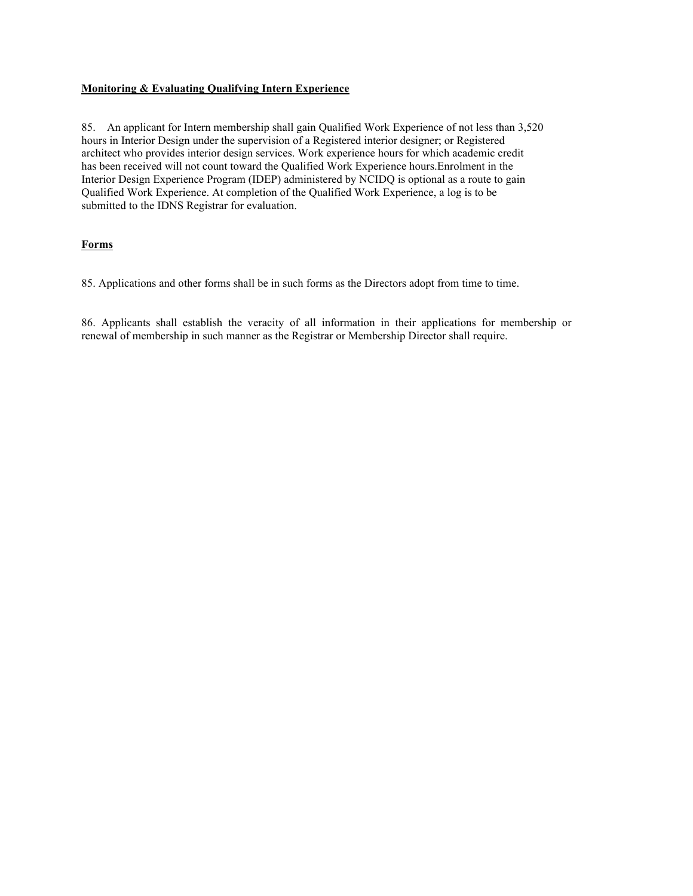**Monitoring & Evaluating Qualifying Intern Experience**

85. An applicant for Intern membership shall gain Qualified Work Experience of not less than 3,520 hours in Interior Design under the supervision of a Registered interior designer; or Registered architect who provides interior design services. Work experience hours for which academic credit has been received will not count toward the Qualified Work Experience hours.Enrolment in the Interior Design Experience Program (IDEP) administered by NCIDQ is optional as a route to gain Qualified Work Experience. At completion of the Qualified Work Experience, a log is to be submitted to the IDNS Registrar for evaluation.

**Forms**

85. Applications and other forms shall be in such forms as the Directors adopt from time to time.

86. Applicants shall establish the veracity of all information in their applications for membership or renewal of membership in such manner as the Registrar or Membership Director shall require.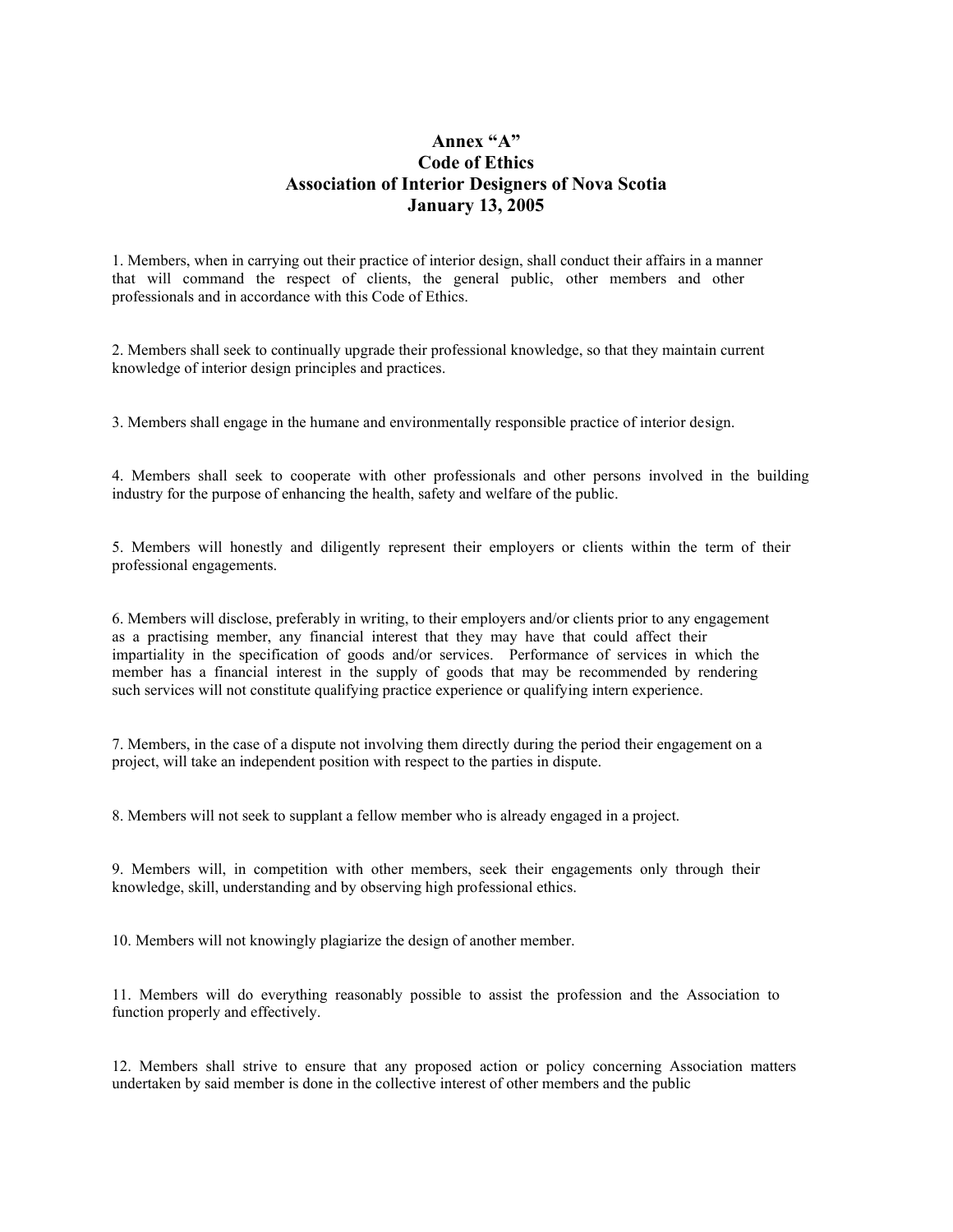# Annex "A"
# Code of Ethics
# Association of Interior Designers of Nova Scotia
# January 13, 2005

1. Members, when in carrying out their practice of interior design, shall conduct their affairs in a manner that will command the respect of clients, the general public, other members and other professionals and in accordance with this Code of Ethics.

2. Members shall seek to continually upgrade their professional knowledge, so that they maintain current knowledge of interior design principles and practices.

3. Members shall engage in the humane and environmentally responsible practice of interior design.

4. Members shall seek to cooperate with other professionals and other persons involved in the building industry for the purpose of enhancing the health, safety and welfare of the public.

5. Members will honestly and diligently represent their employers or clients within the term of their professional engagements.

6. Members will disclose, preferably in writing, to their employers and/or clients prior to any engagement as a practising member, any financial interest that they may have that could affect their impartiality in the specification of goods and/or services. Performance of services in which the member has a financial interest in the supply of goods that may be recommended by rendering such services will not constitute qualifying practice experience or qualifying intern experience.

7. Members, in the case of a dispute not involving them directly during the period their engagement on a project, will take an independent position with respect to the parties in dispute.

8. Members will not seek to supplant a fellow member who is already engaged in a project.

9. Members will, in competition with other members, seek their engagements only through their knowledge, skill, understanding and by observing high professional ethics.

10. Members will not knowingly plagiarize the design of another member.

11. Members will do everything reasonably possible to assist the profession and the Association to function properly and effectively.

12. Members shall strive to ensure that any proposed action or policy concerning Association matters undertaken by said member is done in the collective interest of other members and the public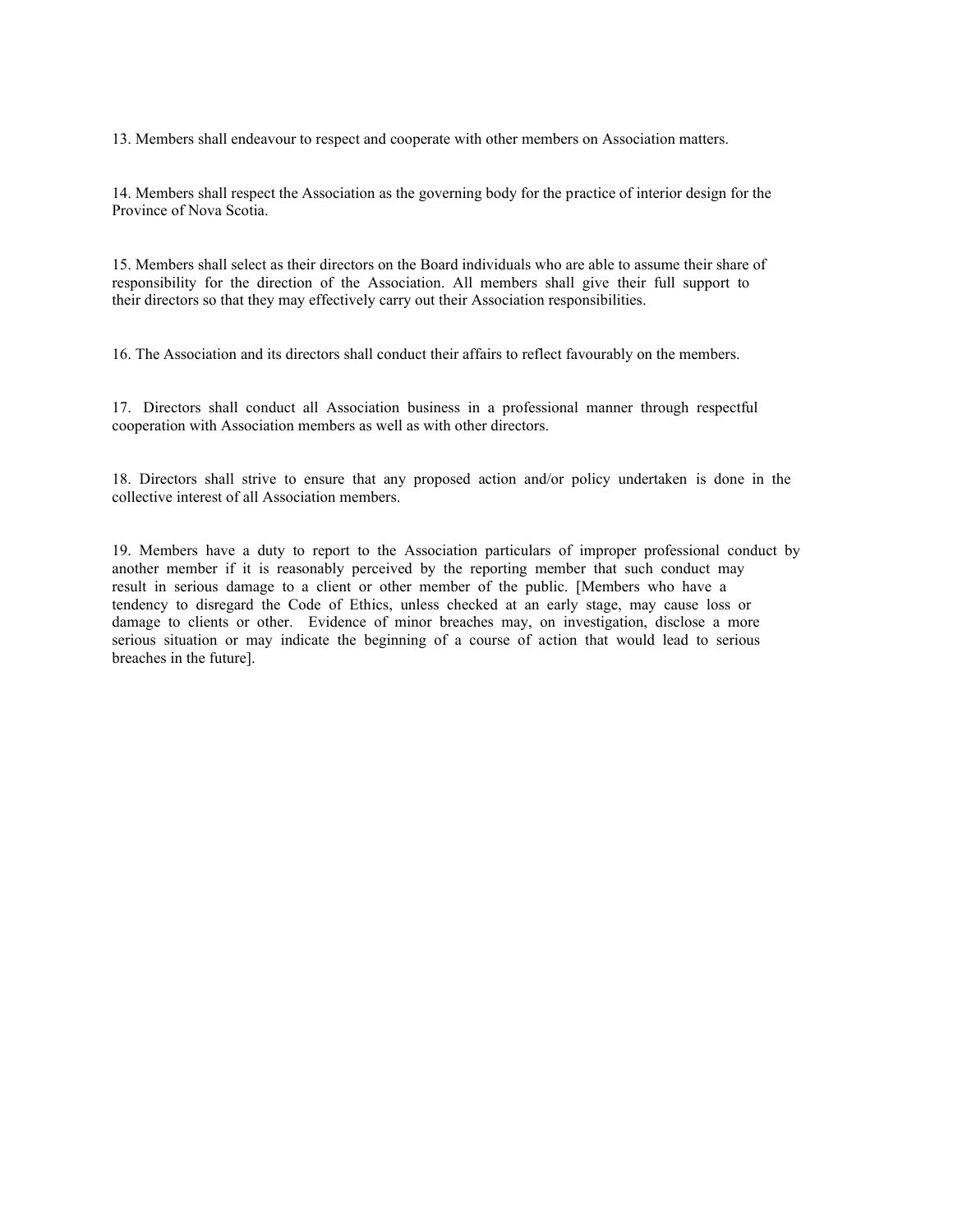13. Members shall endeavour to respect and cooperate with other members on Association matters.

14. Members shall respect the Association as the governing body for the practice of interior design for the Province of Nova Scotia.

15. Members shall select as their directors on the Board individuals who are able to assume their share of responsibility for the direction of the Association. All members shall give their full support to their directors so that they may effectively carry out their Association responsibilities.

16. The Association and its directors shall conduct their affairs to reflect favourably on the members.

17. Directors shall conduct all Association business in a professional manner through respectful cooperation with Association members as well as with other directors.

18. Directors shall strive to ensure that any proposed action and/or policy undertaken is done in the collective interest of all Association members.

19. Members have a duty to report to the Association particulars of improper professional conduct by another member if it is reasonably perceived by the reporting member that such conduct may result in serious damage to a client or other member of the public. [Members who have a tendency to disregard the Code of Ethics, unless checked at an early stage, may cause loss or damage to clients or other. Evidence of minor breaches may, on investigation, disclose a more serious situation or may indicate the beginning of a course of action that would lead to serious breaches in the future].